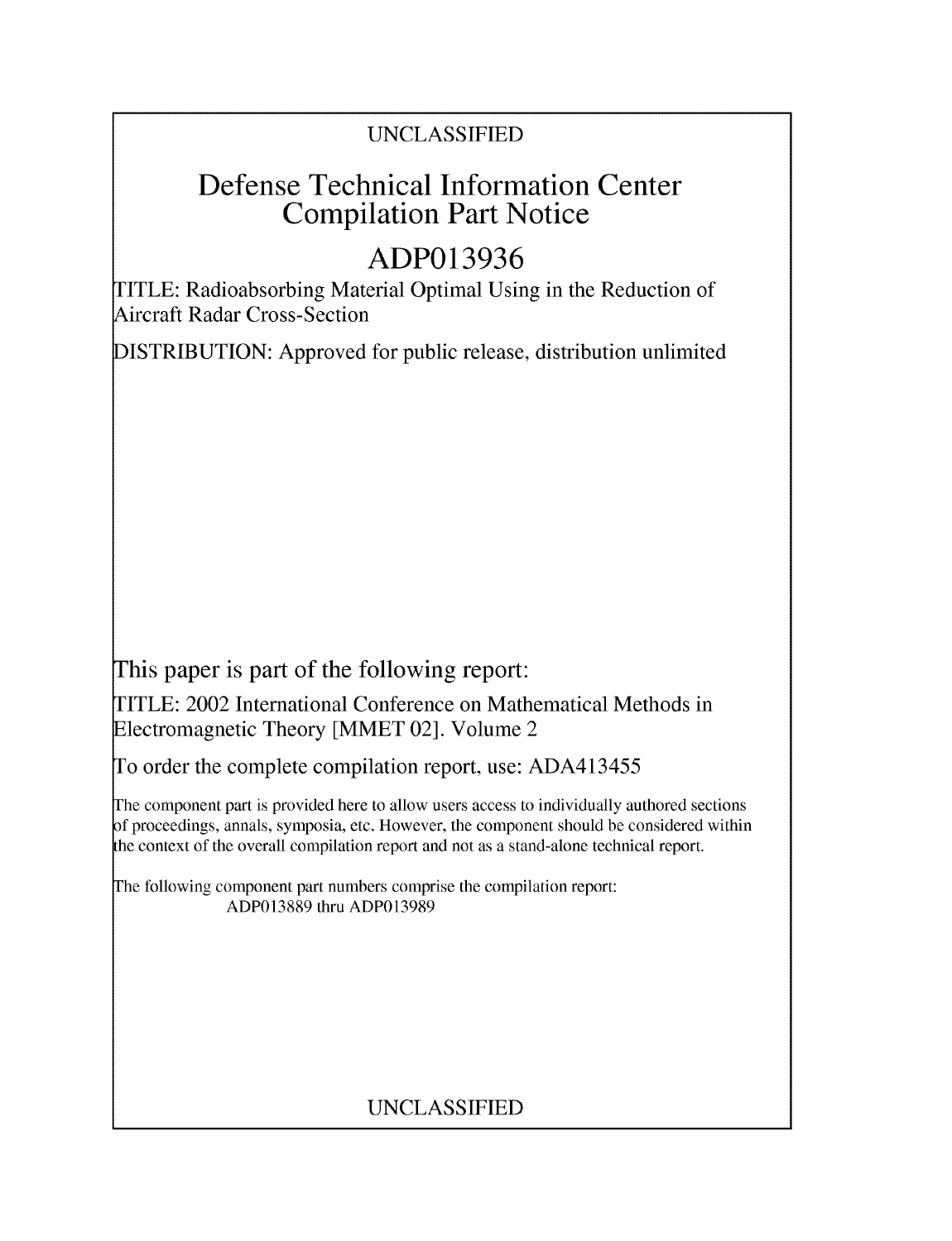UNCLASSIFIED

# Defense Technical Information Center Compilation Part Notice

## ADP013936

TITLE: Radioabsorbing Material Optimal Using in the Reduction of Aircraft Radar Cross-Section

DISTRIBUTION: Approved for public release, distribution unlimited

This paper is part of the following report:

TITLE: 2002 International Conference on Mathematical Methods in Electromagnetic Theory [MMET 02]. Volume 2

To order the complete compilation report, use: ADA413455

The component part is provided here to allow users access to individually authored sections of proceedings, annals, symposia, etc. However, the component should be considered within the context of the overall compilation report and not as a stand-alone technical report.

The following component part numbers comprise the compilation report:
ADP013889 thru ADP013989

UNCLASSIFIED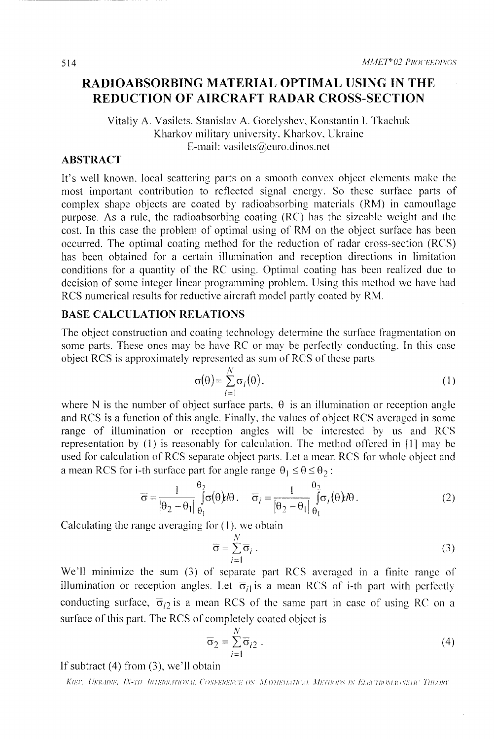# RADIOABSORBING MATERIAL OPTIMAL USING IN THE REDUCTION OF AIRCRAFT RADAR CROSS-SECTION

Vitaliy A. Vasilets, Stanislav A. Gorelyshev, Konstantin I. Tkachuk
Kharkov military university, Kharkov, Ukraine
E-mail: vasilets@euro.dinos.net

## ABSTRACT

It's well known, local scattering parts on a smooth convex object elements make the most important contribution to reflected signal energy. So these surface parts of complex shape objects are coated by radioabsorbing materials (RM) in camouflage purpose. As a rule, the radioabsorbing coating (RC) has the sizeable weight and the cost. In this case the problem of optimal using of RM on the object surface has been occurred. The optimal coating method for the reduction of radar cross-section (RCS) has been obtained for a certain illumination and reception directions in limitation conditions for a quantity of the RC using. Optimal coating has been realized due to decision of some integer linear programming problem. Using this method we have had RCS numerical results for reductive aircraft model partly coated by RM.

## BASE CALCULATION RELATIONS

The object construction and coating technology determine the surface fragmentation on some parts. These ones may be have RC or may be perfectly conducting. In this case object RCS is approximately represented as sum of RCS of these parts

$$\sigma(\theta)=\sum_{i=1}^{N}\sigma_i(\theta), \tag{1}$$

where N is the number of object surface parts, $\theta$ is an illumination or reception angle and RCS is a function of this angle. Finally, the values of object RCS averaged in some range of illumination or reception angles will be interested by us and RCS representation by (1) is reasonably for calculation. The method offered in [1] may be used for calculation of RCS separate object parts. Let a mean RCS for whole object and a mean RCS for i-th surface part for angle range $\theta_1 \le \theta \le \theta_2$ :

$$\overline{\sigma}=\frac{1}{|\theta_2-\theta_1|}\int_{\theta_1}^{\theta_2}\sigma(\theta)d\theta, \quad \overline{\sigma}_i=\frac{1}{|\theta_2-\theta_1|}\int_{\theta_1}^{\theta_2}\sigma_i(\theta)d\theta. \tag{2}$$

Calculating the range averaging for (1), we obtain

$$\overline{\sigma}=\sum_{i=1}^{N}\overline{\sigma}_i . \tag{3}$$

We'll minimize the sum (3) of separate part RCS averaged in a finite range of illumination or reception angles. Let $\overline{\sigma}_{i1}$ is a mean RCS of i-th part with perfectly conducting surface, $\overline{\sigma}_{i2}$ is a mean RCS of the same part in case of using RC on a surface of this part. The RCS of completely coated object is

$$\overline{\sigma}_2=\sum_{i=1}^{N}\overline{\sigma}_{i2} . \tag{4}$$

If subtract (4) from (3), we'll obtain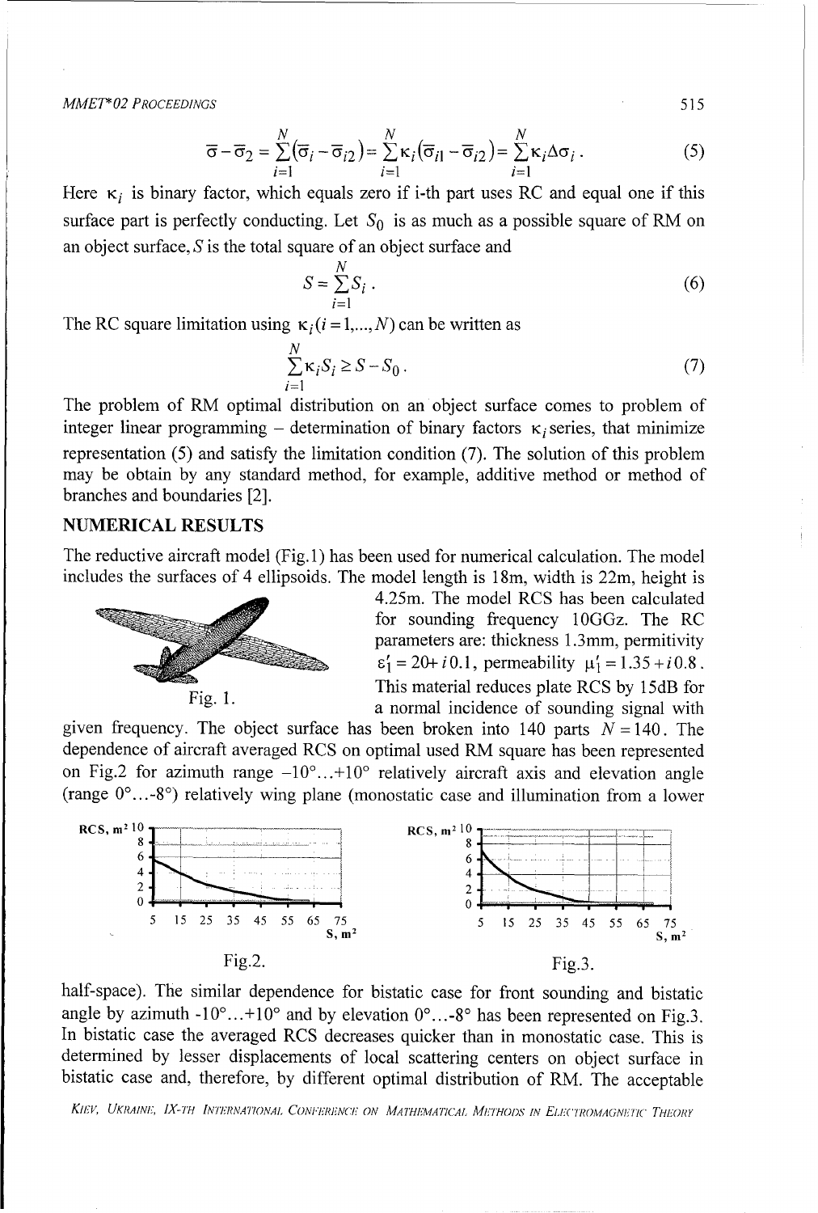$$\overline{\sigma}-\overline{\sigma}_2=\sum_{i=1}^{N}\left(\overline{\sigma}_i-\overline{\sigma}_{i2}\right)=\sum_{i=1}^{N}\kappa_i\left(\overline{\sigma}_{i1}-\overline{\sigma}_{i2}\right)=\sum_{i=1}^{N}\kappa_i\Delta\sigma_i \,. \tag{5}$$

Here $\kappa_i$ is binary factor, which equals zero if i-th part uses RC and equal one if this surface part is perfectly conducting. Let $S_0$ is as much as a possible square of RM on an object surface, $S$ is the total square of an object surface and

$$S=\sum_{i=1}^{N}S_i \,. \tag{6}$$

The RC square limitation using $\kappa_i(i=1,...,N)$ can be written as

$$\sum_{i=1}^{N}\kappa_i S_i \geq S-S_0 \,. \tag{7}$$

The problem of RM optimal distribution on an object surface comes to problem of integer linear programming – determination of binary factors $\kappa_i$ series, that minimize representation (5) and satisfy the limitation condition (7). The solution of this problem may be obtain by any standard method, for example, additive method or method of branches and boundaries [2].

## NUMERICAL RESULTS

The reductive aircraft model (Fig.1) has been used for numerical calculation. The model includes the surfaces of 4 ellipsoids. The model length is 18m, width is 22m, height is 4.25m. The model RCS has been calculated for sounding frequency 10GGz. The RC parameters are: thickness 1.3mm, permitivity $\varepsilon_1' = 20 + i0.1$, permeability $\mu_1' = 1.35 + i0.8$. This material reduces plate RCS by 15dB for a normal incidence of sounding signal with given frequency. The object surface has been broken into 140 parts $N=140$. The dependence of aircraft averaged RCS on optimal used RM square has been represented on Fig.2 for azimuth range –10°...+10° relatively aircraft axis and elevation angle (range 0°...-8°) relatively wing plane (monostatic case and illumination from a lower half-space). The similar dependence for bistatic case for front sounding and bistatic angle by azimuth -10°...+10° and by elevation 0°...-8° has been represented on Fig.3. In bistatic case the averaged RCS decreases quicker than in monostatic case. This is determined by lesser displacements of local scattering centers on object surface in bistatic case and, therefore, by different optimal distribution of RM. The acceptable

Fig. 1.

Fig.2.

Fig.3.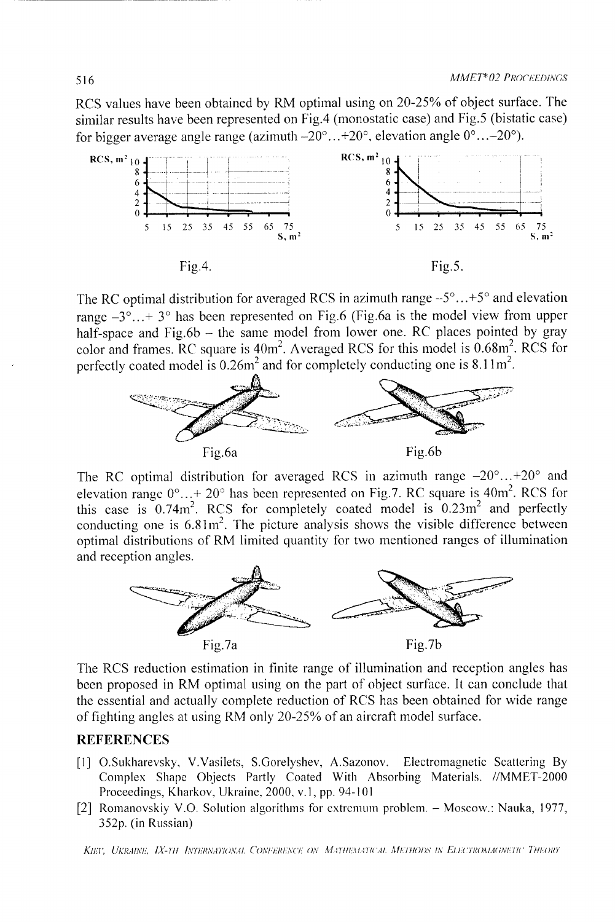RCS values have been obtained by RM optimal using on 20-25% of object surface. The similar results have been represented on Fig.4 (monostatic case) and Fig.5 (bistatic case) for bigger average angle range (azimuth $-20°...+20°$, elevation angle $0°...-20°$).

RCS, m$^2$
10
8
6
4
2
0
5 15 25 35 45 55 65 75
S, m$^2$

Fig.4.

RCS, m$^2$
10
8
6
4
2
0
5 15 25 35 45 55 65 75
S, m$^2$

Fig.5.

The RC optimal distribution for averaged RCS in azimuth range $-5°...+5°$ and elevation range $-3°...+3°$ has been represented on Fig.6 (Fig.6a is the model view from upper half-space and Fig.6b – the same model from lower one. RC places pointed by gray color and frames. RC square is 40m$^2$. Averaged RCS for this model is 0.68m$^2$. RCS for perfectly coated model is 0.26m$^2$ and for completely conducting one is 8.11m$^2$.

Fig.6a

Fig.6b

The RC optimal distribution for averaged RCS in azimuth range $-20°...+20°$ and elevation range $0°...+20°$ has been represented on Fig.7. RC square is 40m$^2$. RCS for this case is 0.74m$^2$. RCS for completely coated model is 0.23m$^2$ and perfectly conducting one is 6.81m$^2$. The picture analysis shows the visible difference between optimal distributions of RM limited quantity for two mentioned ranges of illumination and reception angles.

Fig.7a

Fig.7b

The RCS reduction estimation in finite range of illumination and reception angles has been proposed in RM optimal using on the part of object surface. It can conclude that the essential and actually complete reduction of RCS has been obtained for wide range of fighting angles at using RM only 20-25% of an aircraft model surface.

## REFERENCES

[1] O.Sukharevsky, V.Vasilets, S.Gorelyshev, A.Sazonov. Electromagnetic Scattering By Complex Shape Objects Partly Coated With Absorbing Materials. //MMET-2000 Proceedings, Kharkov, Ukraine, 2000, v.1, pp. 94-101

[2] Romanovskiy V.O. Solution algorithms for extremum problem. – Moscow.: Nauka, 1977, 352p. (in Russian)